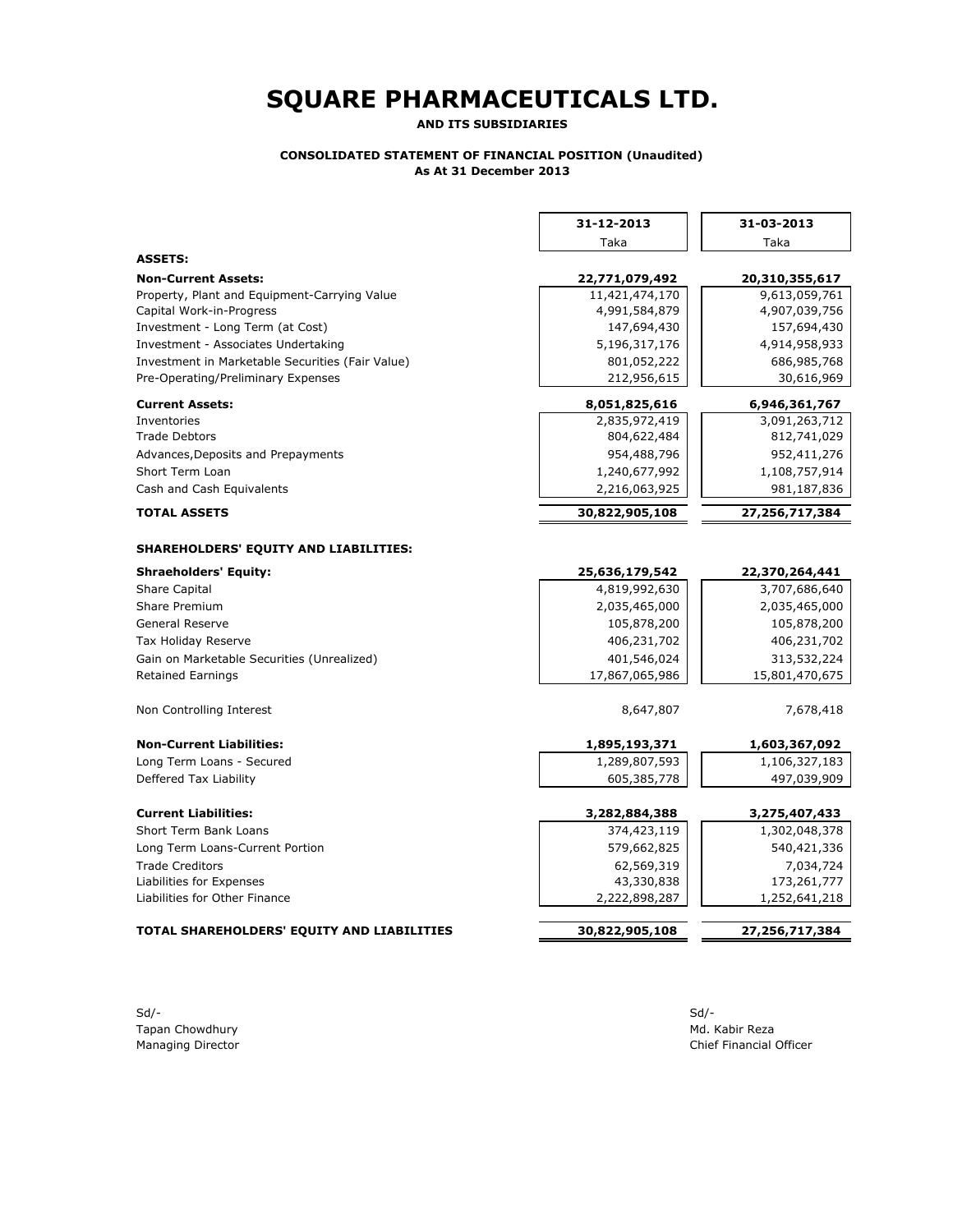# SQUARE PHARMACEUTICALS LTD.

**AND ITS SUBSIDIARIES**

**CONSOLIDATED STATEMENT OF FINANCIAL POSITION (Unaudited)**
**As At 31 December 2013**

| | 31-12-2013 | 31-03-2013 |
|---|---|---|
| | Taka | Taka |
| **ASSETS:** | | |
| **Non-Current Assets:** | **22,771,079,492** | **20,310,355,617** |
| Property, Plant and Equipment-Carrying Value | 11,421,474,170 | 9,613,059,761 |
| Capital Work-in-Progress | 4,991,584,879 | 4,907,039,756 |
| Investment - Long Term (at Cost) | 147,694,430 | 157,694,430 |
| Investment - Associates Undertaking | 5,196,317,176 | 4,914,958,933 |
| Investment in Marketable Securities (Fair Value) | 801,052,222 | 686,985,768 |
| Pre-Operating/Preliminary Expenses | 212,956,615 | 30,616,969 |
| **Current Assets:** | **8,051,825,616** | **6,946,361,767** |
| Inventories | 2,835,972,419 | 3,091,263,712 |
| Trade Debtors | 804,622,484 | 812,741,029 |
| Advances,Deposits and Prepayments | 954,488,796 | 952,411,276 |
| Short Term Loan | 1,240,677,992 | 1,108,757,914 |
| Cash and Cash Equivalents | 2,216,063,925 | 981,187,836 |
| **TOTAL ASSETS** | **30,822,905,108** | **27,256,717,384** |
| **SHAREHOLDERS' EQUITY AND LIABILITIES:** | | |
| **Shraeholders' Equity:** | **25,636,179,542** | **22,370,264,441** |
| Share Capital | 4,819,992,630 | 3,707,686,640 |
| Share Premium | 2,035,465,000 | 2,035,465,000 |
| General Reserve | 105,878,200 | 105,878,200 |
| Tax Holiday Reserve | 406,231,702 | 406,231,702 |
| Gain on Marketable Securities (Unrealized) | 401,546,024 | 313,532,224 |
| Retained Earnings | 17,867,065,986 | 15,801,470,675 |
| Non Controlling Interest | 8,647,807 | 7,678,418 |
| **Non-Current Liabilities:** | **1,895,193,371** | **1,603,367,092** |
| Long Term Loans - Secured | 1,289,807,593 | 1,106,327,183 |
| Deffered Tax Liability | 605,385,778 | 497,039,909 |
| **Current Liabilities:** | **3,282,884,388** | **3,275,407,433** |
| Short Term Bank Loans | 374,423,119 | 1,302,048,378 |
| Long Term Loans-Current Portion | 579,662,825 | 540,421,336 |
| Trade Creditors | 62,569,319 | 7,034,724 |
| Liabilities for Expenses | 43,330,838 | 173,261,777 |
| Liabilities for Other Finance | 2,222,898,287 | 1,252,641,218 |
| **TOTAL SHAREHOLDERS' EQUITY AND LIABILITIES** | **30,822,905,108** | **27,256,717,384** |

Sd/-
Tapan Chowdhury
Managing Director

Sd/-
Md. Kabir Reza
Chief Financial Officer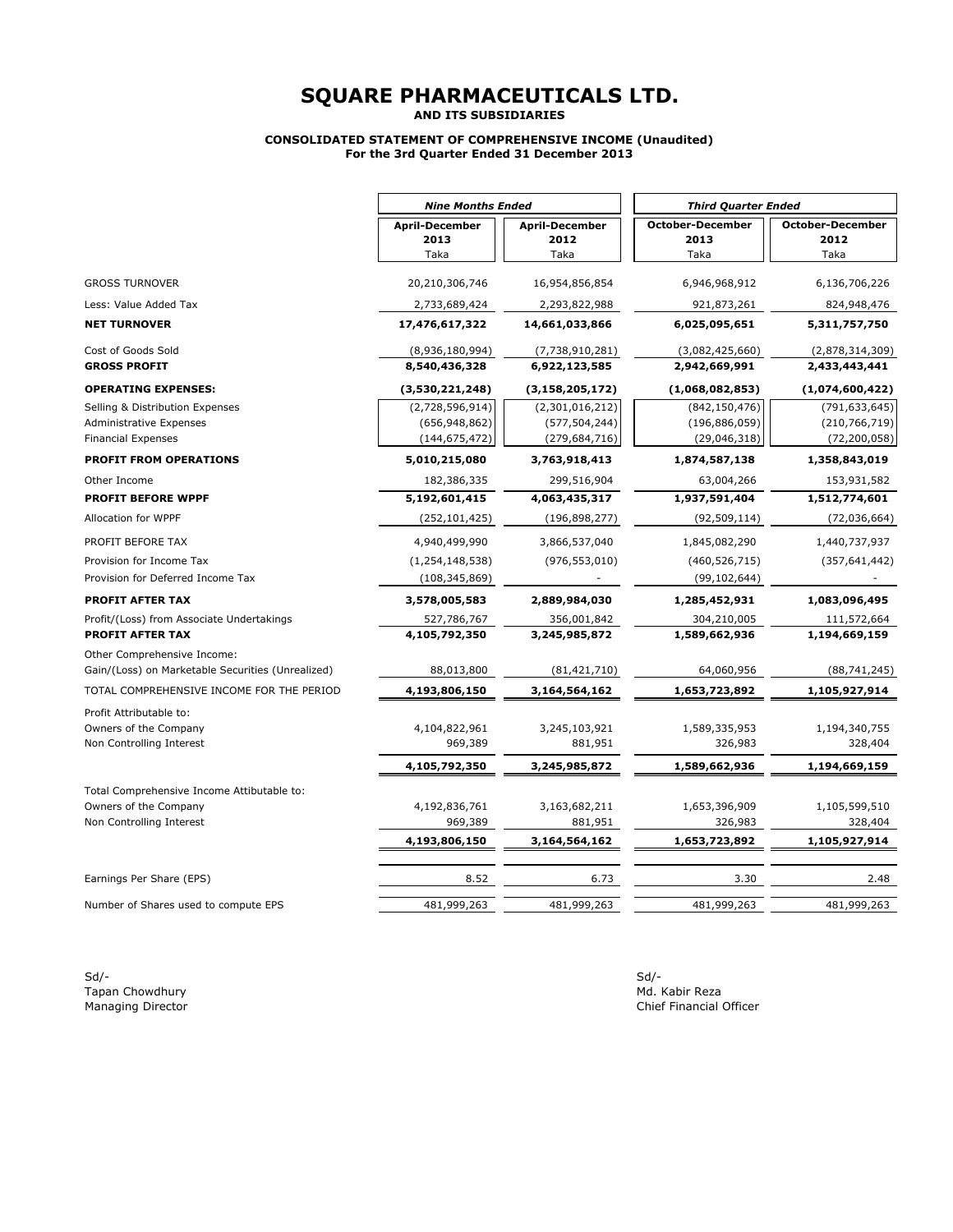# SQUARE PHARMACEUTICALS LTD.

**AND ITS SUBSIDIARIES**

**CONSOLIDATED STATEMENT OF COMPREHENSIVE INCOME (Unaudited)**
**For the 3rd Quarter Ended 31 December 2013**

| | *Nine Months Ended* | | *Third Quarter Ended* | |
|---|---|---|---|---|
| | **April-December 2013** Taka | **April-December 2012** Taka | **October-December 2013** Taka | **October-December 2012** Taka |
| GROSS TURNOVER | 20,210,306,746 | 16,954,856,854 | 6,946,968,912 | 6,136,706,226 |
| Less: Value Added Tax | 2,733,689,424 | 2,293,822,988 | 921,873,261 | 824,948,476 |
| **NET TURNOVER** | **17,476,617,322** | **14,661,033,866** | **6,025,095,651** | **5,311,757,750** |
| Cost of Goods Sold | (8,936,180,994) | (7,738,910,281) | (3,082,425,660) | (2,878,314,309) |
| **GROSS PROFIT** | **8,540,436,328** | **6,922,123,585** | **2,942,669,991** | **2,433,443,441** |
| **OPERATING EXPENSES:** | **(3,530,221,248)** | **(3,158,205,172)** | **(1,068,082,853)** | **(1,074,600,422)** |
| Selling & Distribution Expenses | (2,728,596,914) | (2,301,016,212) | (842,150,476) | (791,633,645) |
| Administrative Expenses | (656,948,862) | (577,504,244) | (196,886,059) | (210,766,719) |
| Financial Expenses | (144,675,472) | (279,684,716) | (29,046,318) | (72,200,058) |
| **PROFIT FROM OPERATIONS** | **5,010,215,080** | **3,763,918,413** | **1,874,587,138** | **1,358,843,019** |
| Other Income | 182,386,335 | 299,516,904 | 63,004,266 | 153,931,582 |
| **PROFIT BEFORE WPPF** | **5,192,601,415** | **4,063,435,317** | **1,937,591,404** | **1,512,774,601** |
| Allocation for WPPF | (252,101,425) | (196,898,277) | (92,509,114) | (72,036,664) |
| PROFIT BEFORE TAX | 4,940,499,990 | 3,866,537,040 | 1,845,082,290 | 1,440,737,937 |
| Provision for Income Tax | (1,254,148,538) | (976,553,010) | (460,526,715) | (357,641,442) |
| Provision for Deferred Income Tax | (108,345,869) | - | (99,102,644) | - |
| **PROFIT AFTER TAX** | **3,578,005,583** | **2,889,984,030** | **1,285,452,931** | **1,083,096,495** |
| Profit/(Loss) from Associate Undertakings | 527,786,767 | 356,001,842 | 304,210,005 | 111,572,664 |
| **PROFIT AFTER TAX** | **4,105,792,350** | **3,245,985,872** | **1,589,662,936** | **1,194,669,159** |
| Other Comprehensive Income: | | | | |
| Gain/(Loss) on Marketable Securities (Unrealized) | 88,013,800 | (81,421,710) | 64,060,956 | (88,741,245) |
| TOTAL COMPREHENSIVE INCOME FOR THE PERIOD | **4,193,806,150** | **3,164,564,162** | **1,653,723,892** | **1,105,927,914** |
| Profit Attributable to: | | | | |
| Owners of the Company | 4,104,822,961 | 3,245,103,921 | 1,589,335,953 | 1,194,340,755 |
| Non Controlling Interest | 969,389 | 881,951 | 326,983 | 328,404 |
| | **4,105,792,350** | **3,245,985,872** | **1,589,662,936** | **1,194,669,159** |
| Total Comprehensive Income Attibutable to: | | | | |
| Owners of the Company | 4,192,836,761 | 3,163,682,211 | 1,653,396,909 | 1,105,599,510 |
| Non Controlling Interest | 969,389 | 881,951 | 326,983 | 328,404 |
| | **4,193,806,150** | **3,164,564,162** | **1,653,723,892** | **1,105,927,914** |
| Earnings Per Share (EPS) | 8.52 | 6.73 | 3.30 | 2.48 |
| Number of Shares used to compute EPS | 481,999,263 | 481,999,263 | 481,999,263 | 481,999,263 |

Sd/-
Tapan Chowdhury
Managing Director

Sd/-
Md. Kabir Reza
Chief Financial Officer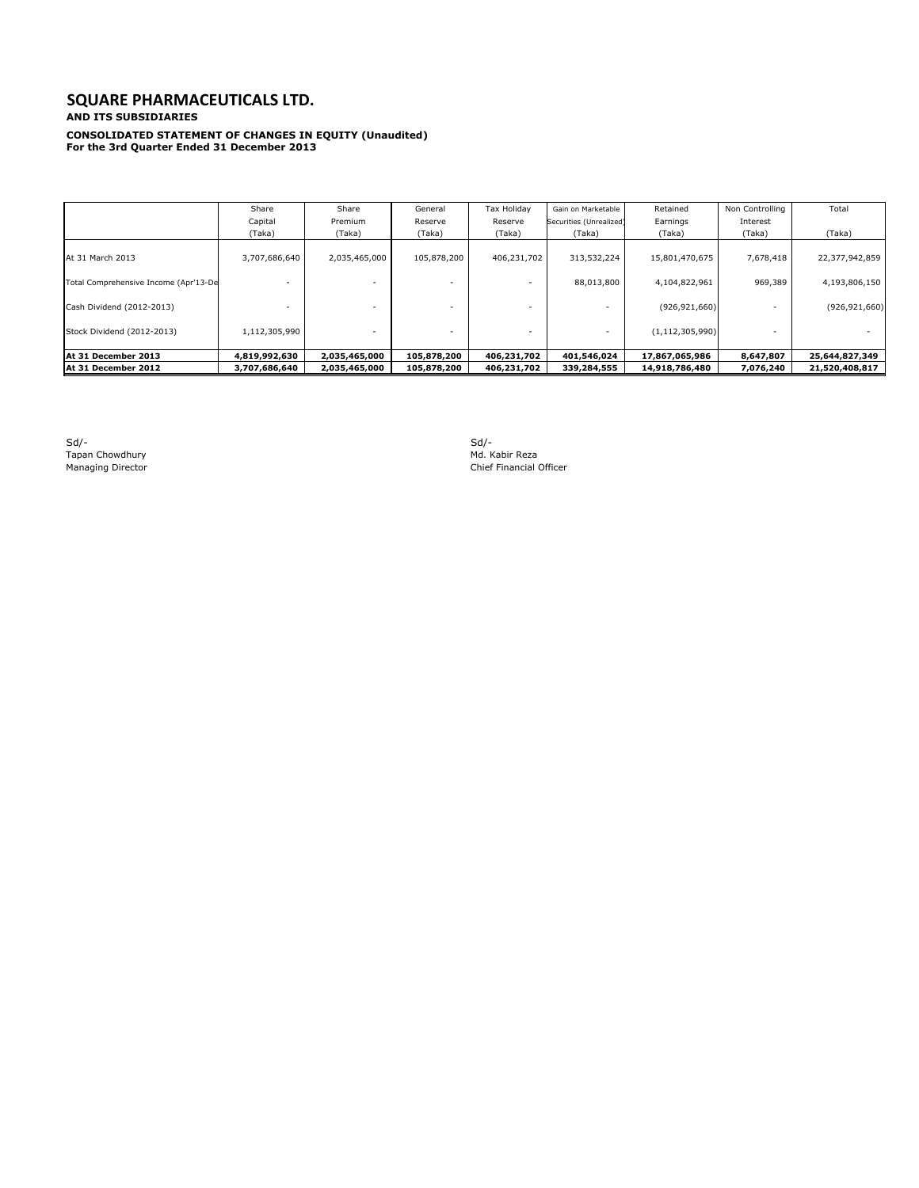# SQUARE PHARMACEUTICALS LTD.

**AND ITS SUBSIDIARIES**

**CONSOLIDATED STATEMENT OF CHANGES IN EQUITY (Unaudited)**
**For the 3rd Quarter Ended 31 December 2013**

| | Share Capital (Taka) | Share Premium (Taka) | General Reserve (Taka) | Tax Holiday Reserve (Taka) | Gain on Marketable Securities (Unrealized) (Taka) | Retained Earnings (Taka) | Non Controlling Interest (Taka) | Total (Taka) |
|---|---|---|---|---|---|---|---|---|
| At 31 March 2013 | 3,707,686,640 | 2,035,465,000 | 105,878,200 | 406,231,702 | 313,532,224 | 15,801,470,675 | 7,678,418 | 22,377,942,859 |
| Total Comprehensive Income (Apr'13-De | - | - | - | - | 88,013,800 | 4,104,822,961 | 969,389 | 4,193,806,150 |
| Cash Dividend (2012-2013) | - | - | - | - | - | (926,921,660) | - | (926,921,660) |
| Stock Dividend (2012-2013) | 1,112,305,990 | - | - | - | - | (1,112,305,990) | - | - |
| **At 31 December 2013** | **4,819,992,630** | **2,035,465,000** | **105,878,200** | **406,231,702** | **401,546,024** | **17,867,065,986** | **8,647,807** | **25,644,827,349** |
| **At 31 December 2012** | **3,707,686,640** | **2,035,465,000** | **105,878,200** | **406,231,702** | **339,284,555** | **14,918,786,480** | **7,076,240** | **21,520,408,817** |

Sd/-
Tapan Chowdhury
Managing Director

Sd/-
Md. Kabir Reza
Chief Financial Officer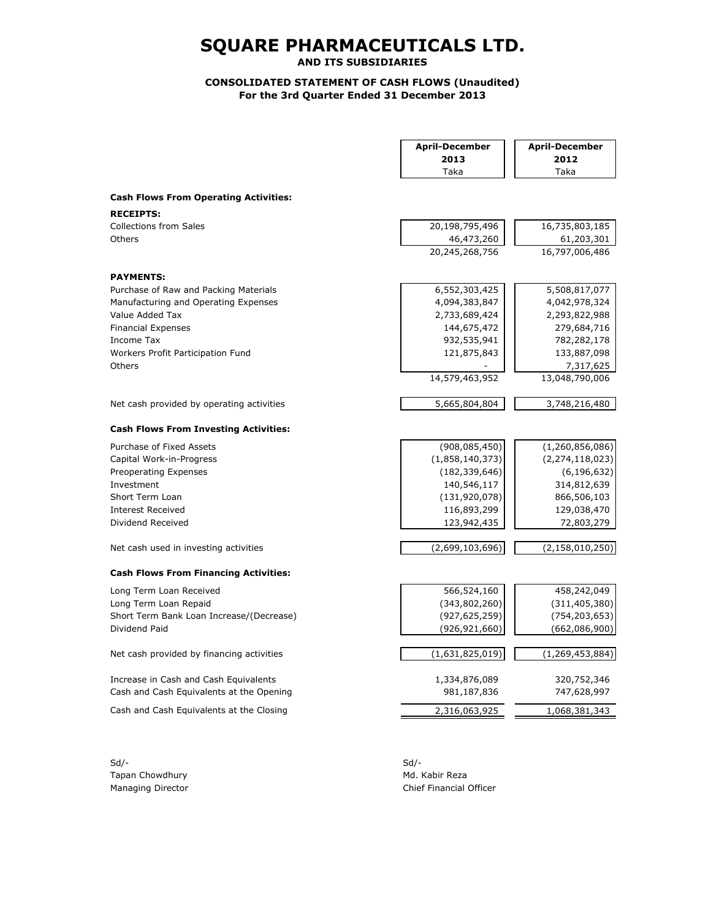# SQUARE PHARMACEUTICALS LTD.

**AND ITS SUBSIDIARIES**

**CONSOLIDATED STATEMENT OF CASH FLOWS (Unaudited)**
**For the 3rd Quarter Ended 31 December 2013**

| | April-December 2013 Taka | April-December 2012 Taka |
|---|---|---|
| **Cash Flows From Operating Activities:** | | |
| **RECEIPTS:** | | |
| Collections from Sales | 20,198,795,496 | 16,735,803,185 |
| Others | 46,473,260 | 61,203,301 |
| | 20,245,268,756 | 16,797,006,486 |
| **PAYMENTS:** | | |
| Purchase of Raw and Packing Materials | 6,552,303,425 | 5,508,817,077 |
| Manufacturing and Operating Expenses | 4,094,383,847 | 4,042,978,324 |
| Value Added Tax | 2,733,689,424 | 2,293,822,988 |
| Financial Expenses | 144,675,472 | 279,684,716 |
| Income Tax | 932,535,941 | 782,282,178 |
| Workers Profit Participation Fund | 121,875,843 | 133,887,098 |
| Others | - | 7,317,625 |
| | 14,579,463,952 | 13,048,790,006 |
| Net cash provided by operating activities | 5,665,804,804 | 3,748,216,480 |
| **Cash Flows From Investing Activities:** | | |
| Purchase of Fixed Assets | (908,085,450) | (1,260,856,086) |
| Capital Work-in-Progress | (1,858,140,373) | (2,274,118,023) |
| Preoperating Expenses | (182,339,646) | (6,196,632) |
| Investment | 140,546,117 | 314,812,639 |
| Short Term Loan | (131,920,078) | 866,506,103 |
| Interest Received | 116,893,299 | 129,038,470 |
| Dividend Received | 123,942,435 | 72,803,279 |
| Net cash used in investing activities | (2,699,103,696) | (2,158,010,250) |
| **Cash Flows From Financing Activities:** | | |
| Long Term Loan Received | 566,524,160 | 458,242,049 |
| Long Term Loan Repaid | (343,802,260) | (311,405,380) |
| Short Term Bank Loan Increase/(Decrease) | (927,625,259) | (754,203,653) |
| Dividend Paid | (926,921,660) | (662,086,900) |
| Net cash provided by financing activities | (1,631,825,019) | (1,269,453,884) |
| Increase in Cash and Cash Equivalents | 1,334,876,089 | 320,752,346 |
| Cash and Cash Equivalents at the Opening | 981,187,836 | 747,628,997 |
| Cash and Cash Equivalents at the Closing | 2,316,063,925 | 1,068,381,343 |

Sd/-
Tapan Chowdhury
Managing Director

Sd/-
Md. Kabir Reza
Chief Financial Officer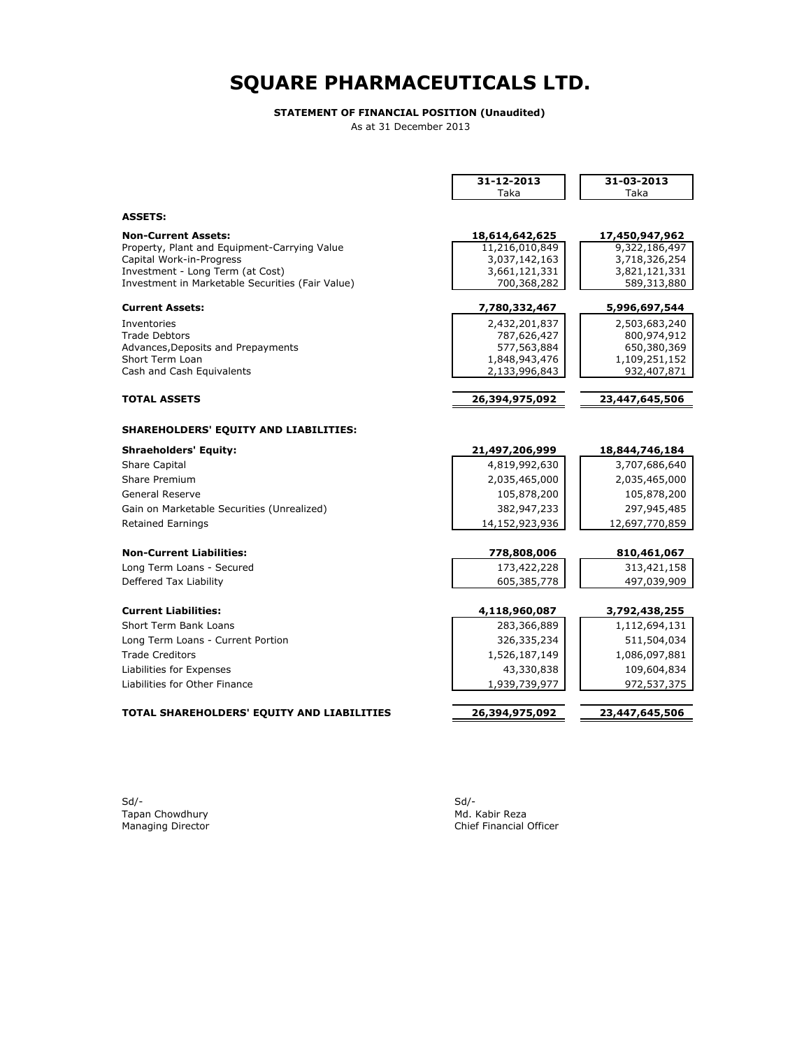# SQUARE PHARMACEUTICALS LTD.

**STATEMENT OF FINANCIAL POSITION (Unaudited)**

As at 31 December 2013

| | 31-12-2013<br>Taka | 31-03-2013<br>Taka |
|---|---|---|
| **ASSETS:** | | |
| **Non-Current Assets:** | **18,614,642,625** | **17,450,947,962** |
| Property, Plant and Equipment-Carrying Value | 11,216,010,849 | 9,322,186,497 |
| Capital Work-in-Progress | 3,037,142,163 | 3,718,326,254 |
| Investment - Long Term (at Cost) | 3,661,121,331 | 3,821,121,331 |
| Investment in Marketable Securities (Fair Value) | 700,368,282 | 589,313,880 |
| **Current Assets:** | **7,780,332,467** | **5,996,697,544** |
| Inventories | 2,432,201,837 | 2,503,683,240 |
| Trade Debtors | 787,626,427 | 800,974,912 |
| Advances,Deposits and Prepayments | 577,563,884 | 650,380,369 |
| Short Term Loan | 1,848,943,476 | 1,109,251,152 |
| Cash and Cash Equivalents | 2,133,996,843 | 932,407,871 |
| **TOTAL ASSETS** | **26,394,975,092** | **23,447,645,506** |
| **SHAREHOLDERS' EQUITY AND LIABILITIES:** | | |
| **Shraeholders' Equity:** | **21,497,206,999** | **18,844,746,184** |
| Share Capital | 4,819,992,630 | 3,707,686,640 |
| Share Premium | 2,035,465,000 | 2,035,465,000 |
| General Reserve | 105,878,200 | 105,878,200 |
| Gain on Marketable Securities (Unrealized) | 382,947,233 | 297,945,485 |
| Retained Earnings | 14,152,923,936 | 12,697,770,859 |
| **Non-Current Liabilities:** | **778,808,006** | **810,461,067** |
| Long Term Loans - Secured | 173,422,228 | 313,421,158 |
| Deffered Tax Liability | 605,385,778 | 497,039,909 |
| **Current Liabilities:** | **4,118,960,087** | **3,792,438,255** |
| Short Term Bank Loans | 283,366,889 | 1,112,694,131 |
| Long Term Loans - Current Portion | 326,335,234 | 511,504,034 |
| Trade Creditors | 1,526,187,149 | 1,086,097,881 |
| Liabilities for Expenses | 43,330,838 | 109,604,834 |
| Liabilities for Other Finance | 1,939,739,977 | 972,537,375 |
| **TOTAL SHAREHOLDERS' EQUITY AND LIABILITIES** | **26,394,975,092** | **23,447,645,506** |

Sd/-
Tapan Chowdhury
Managing Director

Sd/-
Md. Kabir Reza
Chief Financial Officer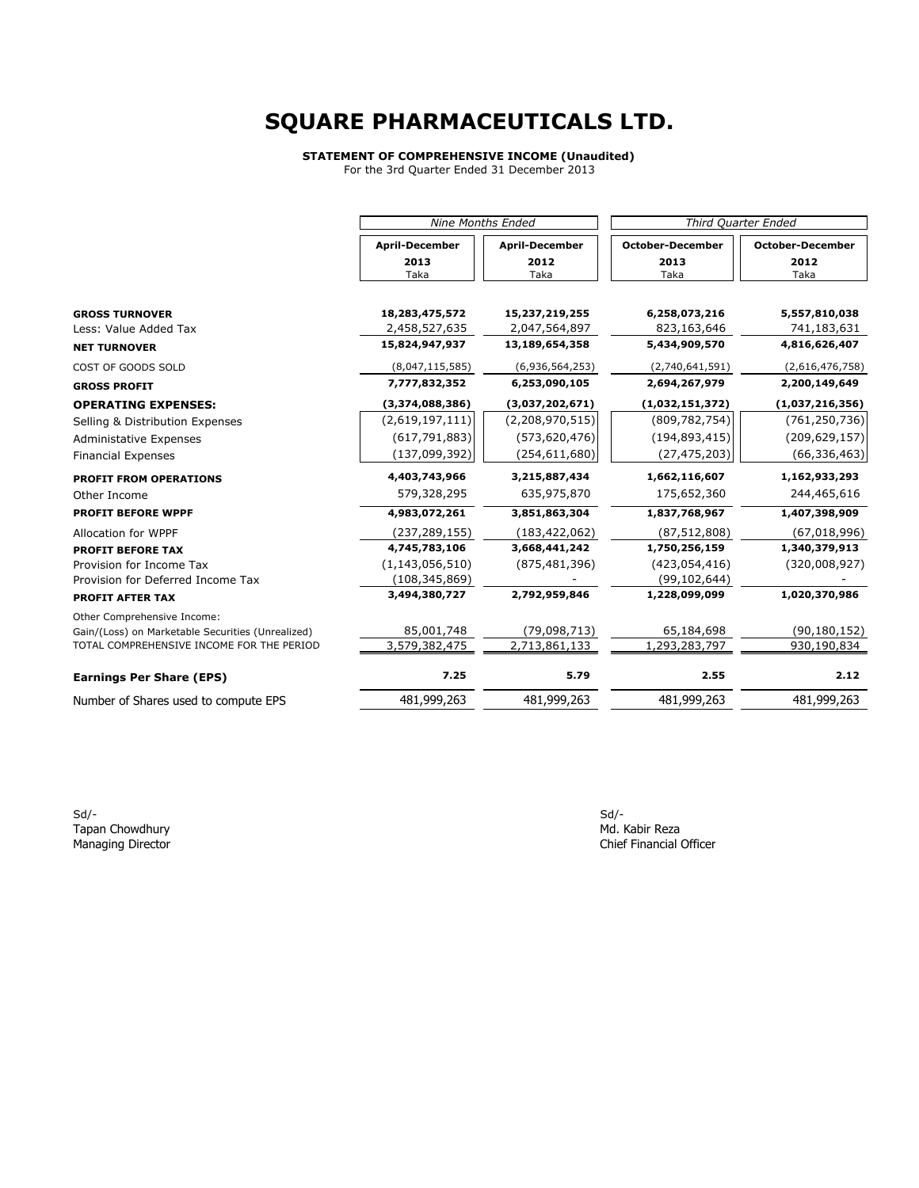# SQUARE PHARMACEUTICALS LTD.

**STATEMENT OF COMPREHENSIVE INCOME (Unaudited)**
For the 3rd Quarter Ended 31 December 2013

| | *Nine Months Ended* | | *Third Quarter Ended* | |
|---|---|---|---|---|
| | **April-December 2013** Taka | **April-December 2012** Taka | **October-December 2013** Taka | **October-December 2012** Taka |
| **GROSS TURNOVER** | **18,283,475,572** | **15,237,219,255** | **6,258,073,216** | **5,557,810,038** |
| Less: Value Added Tax | 2,458,527,635 | 2,047,564,897 | 823,163,646 | 741,183,631 |
| **NET TURNOVER** | **15,824,947,937** | **13,189,654,358** | **5,434,909,570** | **4,816,626,407** |
| COST OF GOODS SOLD | (8,047,115,585) | (6,936,564,253) | (2,740,641,591) | (2,616,476,758) |
| **GROSS PROFIT** | **7,777,832,352** | **6,253,090,105** | **2,694,267,979** | **2,200,149,649** |
| **OPERATING EXPENSES:** | **(3,374,088,386)** | **(3,037,202,671)** | **(1,032,151,372)** | **(1,037,216,356)** |
| Selling & Distribution Expenses | (2,619,197,111) | (2,208,970,515) | (809,782,754) | (761,250,736) |
| Administative Expenses | (617,791,883) | (573,620,476) | (194,893,415) | (209,629,157) |
| Financial Expenses | (137,099,392) | (254,611,680) | (27,475,203) | (66,336,463) |
| **PROFIT FROM OPERATIONS** | **4,403,743,966** | **3,215,887,434** | **1,662,116,607** | **1,162,933,293** |
| Other Income | 579,328,295 | 635,975,870 | 175,652,360 | 244,465,616 |
| **PROFIT BEFORE WPPF** | **4,983,072,261** | **3,851,863,304** | **1,837,768,967** | **1,407,398,909** |
| Allocation for WPPF | (237,289,155) | (183,422,062) | (87,512,808) | (67,018,996) |
| **PROFIT BEFORE TAX** | **4,745,783,106** | **3,668,441,242** | **1,750,256,159** | **1,340,379,913** |
| Provision for Income Tax | (1,143,056,510) | (875,481,396) | (423,054,416) | (320,008,927) |
| Provision for Deferred Income Tax | (108,345,869) | - | (99,102,644) | - |
| **PROFIT AFTER TAX** | **3,494,380,727** | **2,792,959,846** | **1,228,099,099** | **1,020,370,986** |
| Other Comprehensive Income: | | | | |
| Gain/(Loss) on Marketable Securities (Unrealized) | 85,001,748 | (79,098,713) | 65,184,698 | (90,180,152) |
| TOTAL COMPREHENSIVE INCOME FOR THE PERIOD | 3,579,382,475 | 2,713,861,133 | 1,293,283,797 | 930,190,834 |
| **Earnings Per Share (EPS)** | **7.25** | **5.79** | **2.55** | **2.12** |
| Number of Shares used to compute EPS | 481,999,263 | 481,999,263 | 481,999,263 | 481,999,263 |

Sd/-
Tapan Chowdhury
Managing Director

Sd/-
Md. Kabir Reza
Chief Financial Officer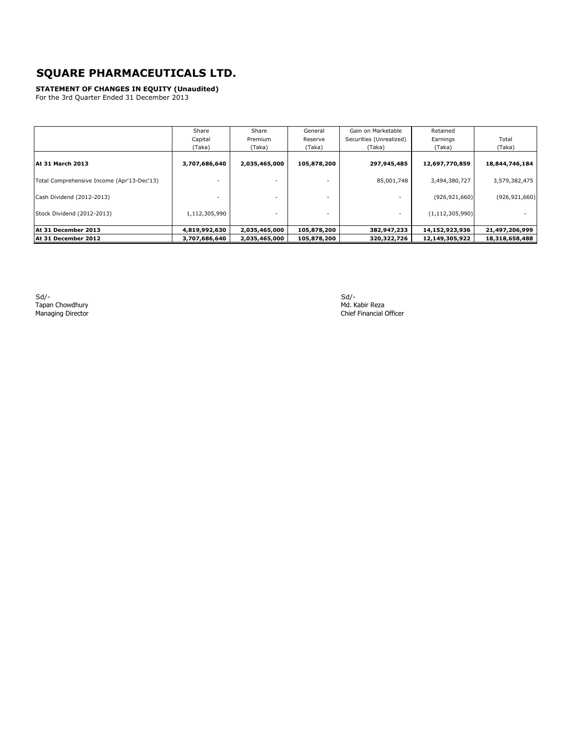# SQUARE PHARMACEUTICALS LTD.

**STATEMENT OF CHANGES IN EQUITY (Unaudited)**
For the 3rd Quarter Ended 31 December 2013

| | Share Capital (Taka) | Share Premium (Taka) | General Reserve (Taka) | Gain on Marketable Securities (Unrealized) (Taka) | Retained Earnings (Taka) | Total (Taka) |
|---|---|---|---|---|---|---|
| **At 31 March 2013** | **3,707,686,640** | **2,035,465,000** | **105,878,200** | **297,945,485** | **12,697,770,859** | **18,844,746,184** |
| Total Comprehensive Income (Apr'13-Dec'13) | - | - | - | 85,001,748 | 3,494,380,727 | 3,579,382,475 |
| Cash Dividend (2012-2013) | - | - | - | - | (926,921,660) | (926,921,660) |
| Stock Dividend (2012-2013) | 1,112,305,990 | - | - | - | (1,112,305,990) | - |
| **At 31 December 2013** | **4,819,992,630** | **2,035,465,000** | **105,878,200** | **382,947,233** | **14,152,923,936** | **21,497,206,999** |
| **At 31 December 2012** | **3,707,686,640** | **2,035,465,000** | **105,878,200** | **320,322,726** | **12,149,305,922** | **18,318,658,488** |

Sd/-
Tapan Chowdhury
Managing Director

Sd/-
Md. Kabir Reza
Chief Financial Officer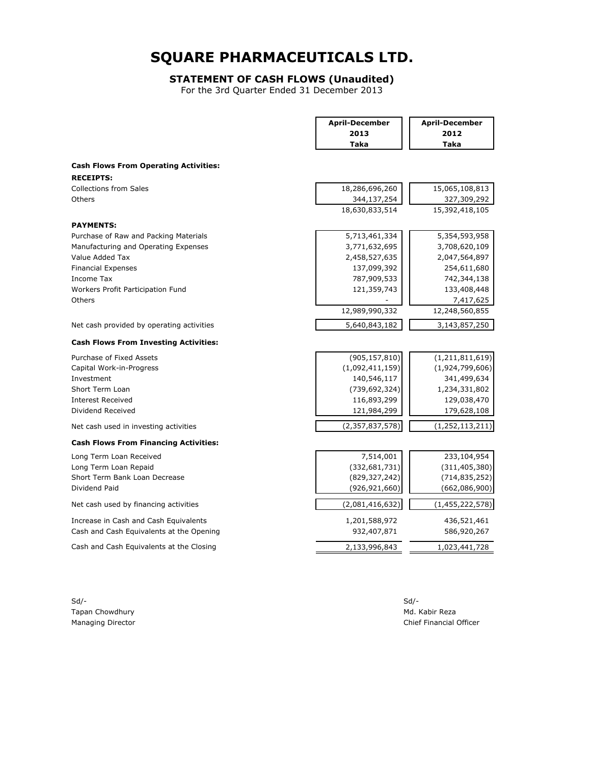# SQUARE PHARMACEUTICALS LTD.

## STATEMENT OF CASH FLOWS (Unaudited)

For the 3rd Quarter Ended 31 December 2013

| | April-December 2013 Taka | April-December 2012 Taka |
|---|---|---|
| **Cash Flows From Operating Activities:** | | |
| **RECEIPTS:** | | |
| Collections from Sales | 18,286,696,260 | 15,065,108,813 |
| Others | 344,137,254 | 327,309,292 |
| | 18,630,833,514 | 15,392,418,105 |
| **PAYMENTS:** | | |
| Purchase of Raw and Packing Materials | 5,713,461,334 | 5,354,593,958 |
| Manufacturing and Operating Expenses | 3,771,632,695 | 3,708,620,109 |
| Value Added Tax | 2,458,527,635 | 2,047,564,897 |
| Financial Expenses | 137,099,392 | 254,611,680 |
| Income Tax | 787,909,533 | 742,344,138 |
| Workers Profit Participation Fund | 121,359,743 | 133,408,448 |
| Others | - | 7,417,625 |
| | 12,989,990,332 | 12,248,560,855 |
| Net cash provided by operating activities | 5,640,843,182 | 3,143,857,250 |
| **Cash Flows From Investing Activities:** | | |
| Purchase of Fixed Assets | (905,157,810) | (1,211,811,619) |
| Capital Work-in-Progress | (1,092,411,159) | (1,924,799,606) |
| Investment | 140,546,117 | 341,499,634 |
| Short Term Loan | (739,692,324) | 1,234,331,802 |
| Interest Received | 116,893,299 | 129,038,470 |
| Dividend Received | 121,984,299 | 179,628,108 |
| Net cash used in investing activities | (2,357,837,578) | (1,252,113,211) |
| **Cash Flows From Financing Activities:** | | |
| Long Term Loan Received | 7,514,001 | 233,104,954 |
| Long Term Loan Repaid | (332,681,731) | (311,405,380) |
| Short Term Bank Loan Decrease | (829,327,242) | (714,835,252) |
| Dividend Paid | (926,921,660) | (662,086,900) |
| Net cash used by financing activities | (2,081,416,632) | (1,455,222,578) |
| Increase in Cash and Cash Equivalents | 1,201,588,972 | 436,521,461 |
| Cash and Cash Equivalents at the Opening | 932,407,871 | 586,920,267 |
| Cash and Cash Equivalents at the Closing | 2,133,996,843 | 1,023,441,728 |

Sd/-
Tapan Chowdhury
Managing Director

Sd/-
Md. Kabir Reza
Chief Financial Officer